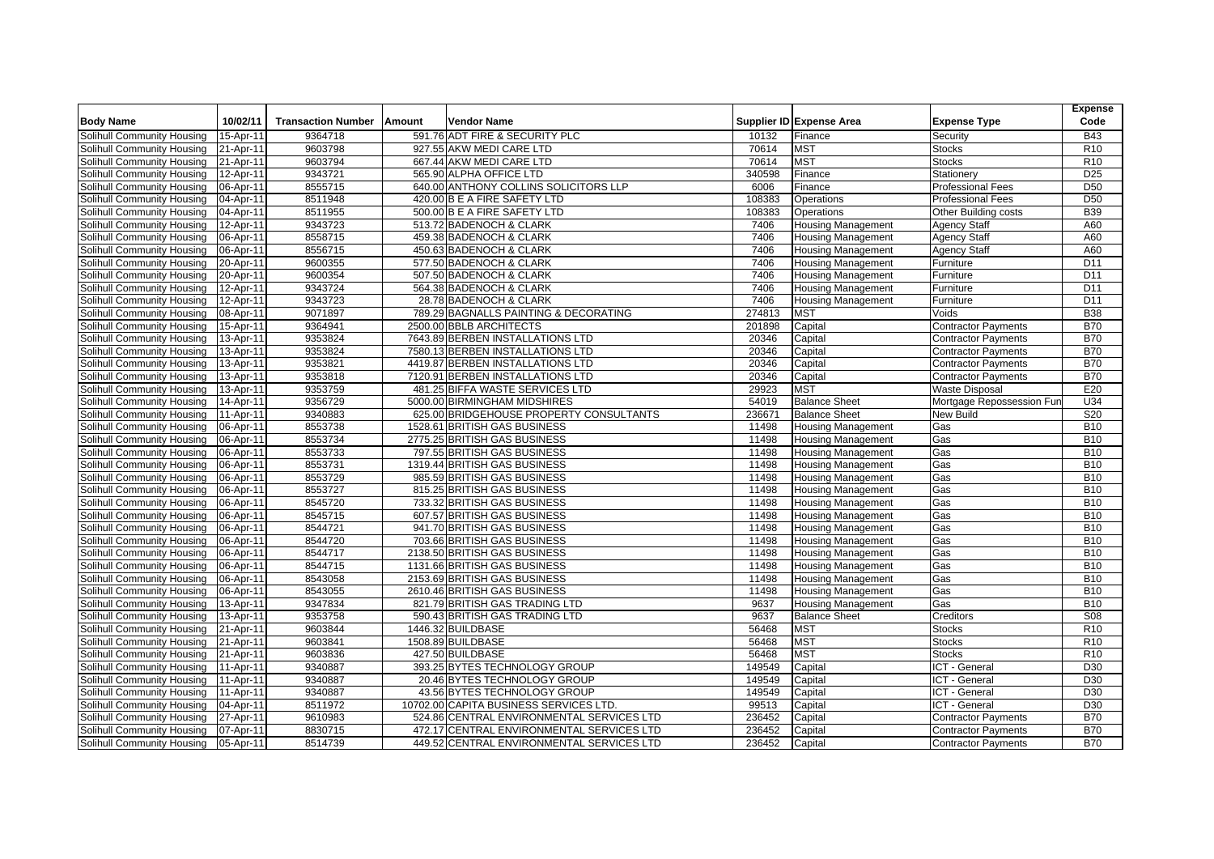| Body Name | 10/02/11 | Transaction Number | Amount | Vendor Name | Supplier ID | Expense Area | Expense Type | Expense Code |
|---|---|---|---|---|---|---|---|---|
| Solihull Community Housing | 15-Apr-11 | 9364718 | 591.76 | ADT FIRE & SECURITY PLC | 10132 | Finance | Security | B43 |
| Solihull Community Housing | 21-Apr-11 | 9603798 | 927.55 | AKW MEDI CARE LTD | 70614 | MST | Stocks | R10 |
| Solihull Community Housing | 21-Apr-11 | 9603794 | 667.44 | AKW MEDI CARE LTD | 70614 | MST | Stocks | R10 |
| Solihull Community Housing | 12-Apr-11 | 9343721 | 565.90 | ALPHA OFFICE LTD | 340598 | Finance | Stationery | D25 |
| Solihull Community Housing | 06-Apr-11 | 8555715 | 640.00 | ANTHONY COLLINS SOLICITORS LLP | 6006 | Finance | Professional Fees | D50 |
| Solihull Community Housing | 04-Apr-11 | 8511948 | 420.00 | B E A FIRE SAFETY LTD | 108383 | Operations | Professional Fees | D50 |
| Solihull Community Housing | 04-Apr-11 | 8511955 | 500.00 | B E A FIRE SAFETY LTD | 108383 | Operations | Other Building costs | B39 |
| Solihull Community Housing | 12-Apr-11 | 9343723 | 513.72 | BADENOCH & CLARK | 7406 | Housing Management | Agency Staff | A60 |
| Solihull Community Housing | 06-Apr-11 | 8558715 | 459.38 | BADENOCH & CLARK | 7406 | Housing Management | Agency Staff | A60 |
| Solihull Community Housing | 06-Apr-11 | 8556715 | 450.63 | BADENOCH & CLARK | 7406 | Housing Management | Agency Staff | A60 |
| Solihull Community Housing | 20-Apr-11 | 9600355 | 577.50 | BADENOCH & CLARK | 7406 | Housing Management | Furniture | D11 |
| Solihull Community Housing | 20-Apr-11 | 9600354 | 507.50 | BADENOCH & CLARK | 7406 | Housing Management | Furniture | D11 |
| Solihull Community Housing | 12-Apr-11 | 9343724 | 564.38 | BADENOCH & CLARK | 7406 | Housing Management | Furniture | D11 |
| Solihull Community Housing | 12-Apr-11 | 9343723 | 28.78 | BADENOCH & CLARK | 7406 | Housing Management | Furniture | D11 |
| Solihull Community Housing | 08-Apr-11 | 9071897 | 789.29 | BAGNALLS PAINTING & DECORATING | 274813 | MST | Voids | B38 |
| Solihull Community Housing | 15-Apr-11 | 9364941 | 2500.00 | BBLB ARCHITECTS | 201898 | Capital | Contractor Payments | B70 |
| Solihull Community Housing | 13-Apr-11 | 9353824 | 7643.89 | BERBEN INSTALLATIONS LTD | 20346 | Capital | Contractor Payments | B70 |
| Solihull Community Housing | 13-Apr-11 | 9353824 | 7580.13 | BERBEN INSTALLATIONS LTD | 20346 | Capital | Contractor Payments | B70 |
| Solihull Community Housing | 13-Apr-11 | 9353821 | 4419.87 | BERBEN INSTALLATIONS LTD | 20346 | Capital | Contractor Payments | B70 |
| Solihull Community Housing | 13-Apr-11 | 9353818 | 7120.91 | BERBEN INSTALLATIONS LTD | 20346 | Capital | Contractor Payments | B70 |
| Solihull Community Housing | 13-Apr-11 | 9353759 | 481.25 | BIFFA WASTE SERVICES LTD | 29923 | MST | Waste Disposal | E20 |
| Solihull Community Housing | 14-Apr-11 | 9356729 | 5000.00 | BIRMINGHAM MIDSHIRES | 54019 | Balance Sheet | Mortgage Repossession Fun | U34 |
| Solihull Community Housing | 11-Apr-11 | 9340883 | 625.00 | BRIDGEHOUSE PROPERTY CONSULTANTS | 236671 | Balance Sheet | New Build | S20 |
| Solihull Community Housing | 06-Apr-11 | 8553738 | 1528.61 | BRITISH GAS BUSINESS | 11498 | Housing Management | Gas | B10 |
| Solihull Community Housing | 06-Apr-11 | 8553734 | 2775.25 | BRITISH GAS BUSINESS | 11498 | Housing Management | Gas | B10 |
| Solihull Community Housing | 06-Apr-11 | 8553733 | 797.55 | BRITISH GAS BUSINESS | 11498 | Housing Management | Gas | B10 |
| Solihull Community Housing | 06-Apr-11 | 8553731 | 1319.44 | BRITISH GAS BUSINESS | 11498 | Housing Management | Gas | B10 |
| Solihull Community Housing | 06-Apr-11 | 8553729 | 985.59 | BRITISH GAS BUSINESS | 11498 | Housing Management | Gas | B10 |
| Solihull Community Housing | 06-Apr-11 | 8553727 | 815.25 | BRITISH GAS BUSINESS | 11498 | Housing Management | Gas | B10 |
| Solihull Community Housing | 06-Apr-11 | 8545720 | 733.32 | BRITISH GAS BUSINESS | 11498 | Housing Management | Gas | B10 |
| Solihull Community Housing | 06-Apr-11 | 8545715 | 607.57 | BRITISH GAS BUSINESS | 11498 | Housing Management | Gas | B10 |
| Solihull Community Housing | 06-Apr-11 | 8544721 | 941.70 | BRITISH GAS BUSINESS | 11498 | Housing Management | Gas | B10 |
| Solihull Community Housing | 06-Apr-11 | 8544720 | 703.66 | BRITISH GAS BUSINESS | 11498 | Housing Management | Gas | B10 |
| Solihull Community Housing | 06-Apr-11 | 8544717 | 2138.50 | BRITISH GAS BUSINESS | 11498 | Housing Management | Gas | B10 |
| Solihull Community Housing | 06-Apr-11 | 8544715 | 1131.66 | BRITISH GAS BUSINESS | 11498 | Housing Management | Gas | B10 |
| Solihull Community Housing | 06-Apr-11 | 8543058 | 2153.69 | BRITISH GAS BUSINESS | 11498 | Housing Management | Gas | B10 |
| Solihull Community Housing | 06-Apr-11 | 8543055 | 2610.46 | BRITISH GAS BUSINESS | 11498 | Housing Management | Gas | B10 |
| Solihull Community Housing | 13-Apr-11 | 9347834 | 821.79 | BRITISH GAS TRADING LTD | 9637 | Housing Management | Gas | B10 |
| Solihull Community Housing | 13-Apr-11 | 9353758 | 590.43 | BRITISH GAS TRADING LTD | 9637 | Balance Sheet | Creditors | S08 |
| Solihull Community Housing | 21-Apr-11 | 9603844 | 1446.32 | BUILDBASE | 56468 | MST | Stocks | R10 |
| Solihull Community Housing | 21-Apr-11 | 9603841 | 1508.89 | BUILDBASE | 56468 | MST | Stocks | R10 |
| Solihull Community Housing | 21-Apr-11 | 9603836 | 427.50 | BUILDBASE | 56468 | MST | Stocks | R10 |
| Solihull Community Housing | 11-Apr-11 | 9340887 | 393.25 | BYTES TECHNOLOGY GROUP | 149549 | Capital | ICT - General | D30 |
| Solihull Community Housing | 11-Apr-11 | 9340887 | 20.46 | BYTES TECHNOLOGY GROUP | 149549 | Capital | ICT - General | D30 |
| Solihull Community Housing | 11-Apr-11 | 9340887 | 43.56 | BYTES TECHNOLOGY GROUP | 149549 | Capital | ICT - General | D30 |
| Solihull Community Housing | 04-Apr-11 | 8511972 | 10702.00 | CAPITA BUSINESS SERVICES LTD. | 99513 | Capital | ICT - General | D30 |
| Solihull Community Housing | 27-Apr-11 | 9610983 | 524.86 | CENTRAL ENVIRONMENTAL SERVICES LTD | 236452 | Capital | Contractor Payments | B70 |
| Solihull Community Housing | 07-Apr-11 | 8830715 | 472.17 | CENTRAL ENVIRONMENTAL SERVICES LTD | 236452 | Capital | Contractor Payments | B70 |
| Solihull Community Housing | 05-Apr-11 | 8514739 | 449.52 | CENTRAL ENVIRONMENTAL SERVICES LTD | 236452 | Capital | Contractor Payments | B70 |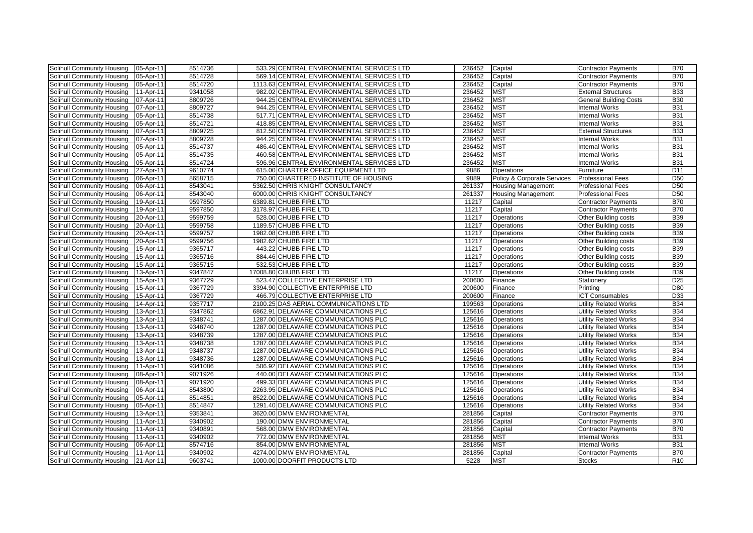| Solihull Community Housing | 05-Apr-11 | 8514736 | 533.29 | CENTRAL ENVIRONMENTAL SERVICES LTD | 236452 | Capital | Contractor Payments | B70 |
|---|---|---|---|---|---|---|---|---|
| Solihull Community Housing | 05-Apr-11 | 8514728 | 569.14 | CENTRAL ENVIRONMENTAL SERVICES LTD | 236452 | Capital | Contractor Payments | B70 |
| Solihull Community Housing | 05-Apr-11 | 8514720 | 1113.63 | CENTRAL ENVIRONMENTAL SERVICES LTD | 236452 | Capital | Contractor Payments | B70 |
| Solihull Community Housing | 11-Apr-11 | 9341058 | 982.02 | CENTRAL ENVIRONMENTAL SERVICES LTD | 236452 | MST | External Structures | B33 |
| Solihull Community Housing | 07-Apr-11 | 8809726 | 944.25 | CENTRAL ENVIRONMENTAL SERVICES LTD | 236452 | MST | General Building Costs | B30 |
| Solihull Community Housing | 07-Apr-11 | 8809727 | 944.25 | CENTRAL ENVIRONMENTAL SERVICES LTD | 236452 | MST | Internal Works | B31 |
| Solihull Community Housing | 05-Apr-11 | 8514738 | 517.71 | CENTRAL ENVIRONMENTAL SERVICES LTD | 236452 | MST | Internal Works | B31 |
| Solihull Community Housing | 05-Apr-11 | 8514721 | 418.85 | CENTRAL ENVIRONMENTAL SERVICES LTD | 236452 | MST | Internal Works | B31 |
| Solihull Community Housing | 07-Apr-11 | 8809725 | 812.50 | CENTRAL ENVIRONMENTAL SERVICES LTD | 236452 | MST | External Structures | B33 |
| Solihull Community Housing | 07-Apr-11 | 8809728 | 944.25 | CENTRAL ENVIRONMENTAL SERVICES LTD | 236452 | MST | Internal Works | B31 |
| Solihull Community Housing | 05-Apr-11 | 8514737 | 486.40 | CENTRAL ENVIRONMENTAL SERVICES LTD | 236452 | MST | Internal Works | B31 |
| Solihull Community Housing | 05-Apr-11 | 8514735 | 460.58 | CENTRAL ENVIRONMENTAL SERVICES LTD | 236452 | MST | Internal Works | B31 |
| Solihull Community Housing | 05-Apr-11 | 8514724 | 596.96 | CENTRAL ENVIRONMENTAL SERVICES LTD | 236452 | MST | Internal Works | B31 |
| Solihull Community Housing | 27-Apr-11 | 9610774 | 615.00 | CHARTER OFFICE EQUIPMENT LTD | 9886 | Operations | Furniture | D11 |
| Solihull Community Housing | 06-Apr-11 | 8658715 | 750.00 | CHARTERED INSTITUTE OF HOUSING | 9889 | Policy & Corporate Services | Professional Fees | D50 |
| Solihull Community Housing | 06-Apr-11 | 8543041 | 5362.50 | CHRIS KNIGHT CONSULTANCY | 261337 | Housing Management | Professional Fees | D50 |
| Solihull Community Housing | 06-Apr-11 | 8543040 | 6000.00 | CHRIS KNIGHT CONSULTANCY | 261337 | Housing Management | Professional Fees | D50 |
| Solihull Community Housing | 19-Apr-11 | 9597850 | 6389.81 | CHUBB FIRE LTD | 11217 | Capital | Contractor Payments | B70 |
| Solihull Community Housing | 19-Apr-11 | 9597850 | 3178.97 | CHUBB FIRE LTD | 11217 | Capital | Contractor Payments | B70 |
| Solihull Community Housing | 20-Apr-11 | 9599759 | 528.00 | CHUBB FIRE LTD | 11217 | Operations | Other Building costs | B39 |
| Solihull Community Housing | 20-Apr-11 | 9599758 | 1189.57 | CHUBB FIRE LTD | 11217 | Operations | Other Building costs | B39 |
| Solihull Community Housing | 20-Apr-11 | 9599757 | 1982.08 | CHUBB FIRE LTD | 11217 | Operations | Other Building costs | B39 |
| Solihull Community Housing | 20-Apr-11 | 9599756 | 1982.62 | CHUBB FIRE LTD | 11217 | Operations | Other Building costs | B39 |
| Solihull Community Housing | 15-Apr-11 | 9365717 | 443.22 | CHUBB FIRE LTD | 11217 | Operations | Other Building costs | B39 |
| Solihull Community Housing | 15-Apr-11 | 9365716 | 884.46 | CHUBB FIRE LTD | 11217 | Operations | Other Building costs | B39 |
| Solihull Community Housing | 15-Apr-11 | 9365715 | 532.53 | CHUBB FIRE LTD | 11217 | Operations | Other Building costs | B39 |
| Solihull Community Housing | 13-Apr-11 | 9347847 | 17008.80 | CHUBB FIRE LTD | 11217 | Operations | Other Building costs | B39 |
| Solihull Community Housing | 15-Apr-11 | 9367729 | 523.47 | COLLECTIVE ENTERPRISE LTD | 200600 | Finance | Stationery | D25 |
| Solihull Community Housing | 15-Apr-11 | 9367729 | 3394.90 | COLLECTIVE ENTERPRISE LTD | 200600 | Finance | Printing | D80 |
| Solihull Community Housing | 15-Apr-11 | 9367729 | 466.79 | COLLECTIVE ENTERPRISE LTD | 200600 | Finance | ICT Consumables | D33 |
| Solihull Community Housing | 14-Apr-11 | 9357717 | 2100.25 | DAS AERIAL COMMUNICATIONS LTD | 199563 | Operations | Utility Related Works | B34 |
| Solihull Community Housing | 13-Apr-11 | 9347862 | 6862.91 | DELAWARE COMMUNICATIONS PLC | 125616 | Operations | Utility Related Works | B34 |
| Solihull Community Housing | 13-Apr-11 | 9348741 | 1287.00 | DELAWARE COMMUNICATIONS PLC | 125616 | Operations | Utility Related Works | B34 |
| Solihull Community Housing | 13-Apr-11 | 9348740 | 1287.00 | DELAWARE COMMUNICATIONS PLC | 125616 | Operations | Utility Related Works | B34 |
| Solihull Community Housing | 13-Apr-11 | 9348739 | 1287.00 | DELAWARE COMMUNICATIONS PLC | 125616 | Operations | Utility Related Works | B34 |
| Solihull Community Housing | 13-Apr-11 | 9348738 | 1287.00 | DELAWARE COMMUNICATIONS PLC | 125616 | Operations | Utility Related Works | B34 |
| Solihull Community Housing | 13-Apr-11 | 9348737 | 1287.00 | DELAWARE COMMUNICATIONS PLC | 125616 | Operations | Utility Related Works | B34 |
| Solihull Community Housing | 13-Apr-11 | 9348736 | 1287.00 | DELAWARE COMMUNICATIONS PLC | 125616 | Operations | Utility Related Works | B34 |
| Solihull Community Housing | 11-Apr-11 | 9341086 | 506.92 | DELAWARE COMMUNICATIONS PLC | 125616 | Operations | Utility Related Works | B34 |
| Solihull Community Housing | 08-Apr-11 | 9071926 | 440.00 | DELAWARE COMMUNICATIONS PLC | 125616 | Operations | Utility Related Works | B34 |
| Solihull Community Housing | 08-Apr-11 | 9071920 | 499.33 | DELAWARE COMMUNICATIONS PLC | 125616 | Operations | Utility Related Works | B34 |
| Solihull Community Housing | 06-Apr-11 | 8543800 | 2263.95 | DELAWARE COMMUNICATIONS PLC | 125616 | Operations | Utility Related Works | B34 |
| Solihull Community Housing | 05-Apr-11 | 8514851 | 8522.00 | DELAWARE COMMUNICATIONS PLC | 125616 | Operations | Utility Related Works | B34 |
| Solihull Community Housing | 05-Apr-11 | 8514847 | 1291.40 | DELAWARE COMMUNICATIONS PLC | 125616 | Operations | Utility Related Works | B34 |
| Solihull Community Housing | 13-Apr-11 | 9353841 | 3620.00 | DMW ENVIRONMENTAL | 281856 | Capital | Contractor Payments | B70 |
| Solihull Community Housing | 11-Apr-11 | 9340902 | 190.00 | DMW ENVIRONMENTAL | 281856 | Capital | Contractor Payments | B70 |
| Solihull Community Housing | 11-Apr-11 | 9340891 | 568.00 | DMW ENVIRONMENTAL | 281856 | Capital | Contractor Payments | B70 |
| Solihull Community Housing | 11-Apr-11 | 9340902 | 772.00 | DMW ENVIRONMENTAL | 281856 | MST | Internal Works | B31 |
| Solihull Community Housing | 06-Apr-11 | 8574716 | 854.00 | DMW ENVIRONMENTAL | 281856 | MST | Internal Works | B31 |
| Solihull Community Housing | 11-Apr-11 | 9340902 | 4274.00 | DMW ENVIRONMENTAL | 281856 | Capital | Contractor Payments | B70 |
| Solihull Community Housing | 21-Apr-11 | 9603741 | 1000.00 | DOORFIT PRODUCTS LTD | 5228 | MST | Stocks | R10 |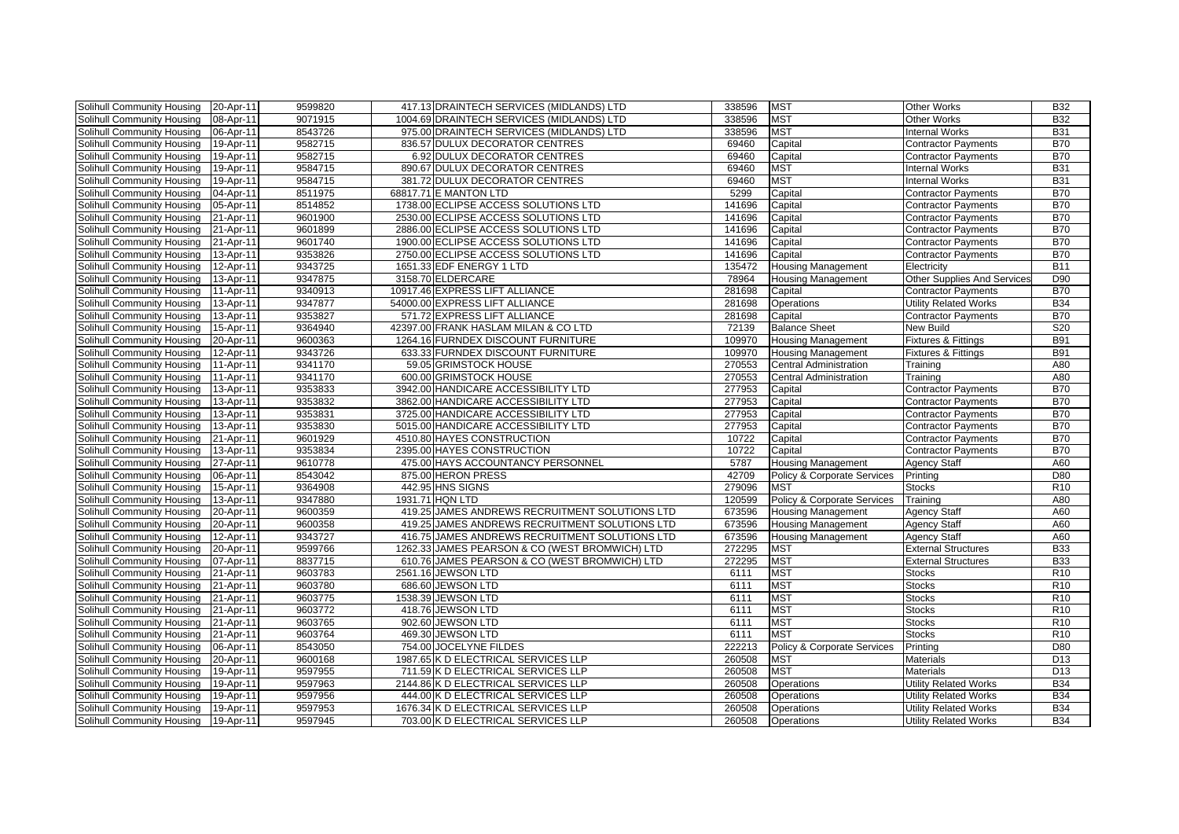| | | | | | | | | |
|---|---|---|---|---|---|---|---|---|
| Solihull Community Housing | 20-Apr-11 | 9599820 | 417.13 | DRAINTECH SERVICES (MIDLANDS) LTD | 338596 | MST | Other Works | B32 |
| Solihull Community Housing | 08-Apr-11 | 9071915 | 1004.69 | DRAINTECH SERVICES (MIDLANDS) LTD | 338596 | MST | Other Works | B32 |
| Solihull Community Housing | 06-Apr-11 | 8543726 | 975.00 | DRAINTECH SERVICES (MIDLANDS) LTD | 338596 | MST | Internal Works | B31 |
| Solihull Community Housing | 19-Apr-11 | 9582715 | 836.57 | DULUX DECORATOR CENTRES | 69460 | Capital | Contractor Payments | B70 |
| Solihull Community Housing | 19-Apr-11 | 9582715 | 6.92 | DULUX DECORATOR CENTRES | 69460 | Capital | Contractor Payments | B70 |
| Solihull Community Housing | 19-Apr-11 | 9584715 | 890.67 | DULUX DECORATOR CENTRES | 69460 | MST | Internal Works | B31 |
| Solihull Community Housing | 19-Apr-11 | 9584715 | 381.72 | DULUX DECORATOR CENTRES | 69460 | MST | Internal Works | B31 |
| Solihull Community Housing | 04-Apr-11 | 8511975 | 68817.71 | E MANTON LTD | 5299 | Capital | Contractor Payments | B70 |
| Solihull Community Housing | 05-Apr-11 | 8514852 | 1738.00 | ECLIPSE ACCESS SOLUTIONS LTD | 141696 | Capital | Contractor Payments | B70 |
| Solihull Community Housing | 21-Apr-11 | 9601900 | 2530.00 | ECLIPSE ACCESS SOLUTIONS LTD | 141696 | Capital | Contractor Payments | B70 |
| Solihull Community Housing | 21-Apr-11 | 9601899 | 2886.00 | ECLIPSE ACCESS SOLUTIONS LTD | 141696 | Capital | Contractor Payments | B70 |
| Solihull Community Housing | 21-Apr-11 | 9601740 | 1900.00 | ECLIPSE ACCESS SOLUTIONS LTD | 141696 | Capital | Contractor Payments | B70 |
| Solihull Community Housing | 13-Apr-11 | 9353826 | 2750.00 | ECLIPSE ACCESS SOLUTIONS LTD | 141696 | Capital | Contractor Payments | B70 |
| Solihull Community Housing | 12-Apr-11 | 9343725 | 1651.33 | EDF ENERGY 1 LTD | 135472 | Housing Management | Electricity | B11 |
| Solihull Community Housing | 13-Apr-11 | 9347875 | 3158.70 | ELDERCARE | 78964 | Housing Management | Other Supplies And Services | D90 |
| Solihull Community Housing | 11-Apr-11 | 9340913 | 10917.46 | EXPRESS LIFT ALLIANCE | 281698 | Capital | Contractor Payments | B70 |
| Solihull Community Housing | 13-Apr-11 | 9347877 | 54000.00 | EXPRESS LIFT ALLIANCE | 281698 | Operations | Utility Related Works | B34 |
| Solihull Community Housing | 13-Apr-11 | 9353827 | 571.72 | EXPRESS LIFT ALLIANCE | 281698 | Capital | Contractor Payments | B70 |
| Solihull Community Housing | 15-Apr-11 | 9364940 | 42397.00 | FRANK HASLAM MILAN & CO LTD | 72139 | Balance Sheet | New Build | S20 |
| Solihull Community Housing | 20-Apr-11 | 9600363 | 1264.16 | FURNDEX DISCOUNT FURNITURE | 109970 | Housing Management | Fixtures & Fittings | B91 |
| Solihull Community Housing | 12-Apr-11 | 9343726 | 633.33 | FURNDEX DISCOUNT FURNITURE | 109970 | Housing Management | Fixtures & Fittings | B91 |
| Solihull Community Housing | 11-Apr-11 | 9341170 | 59.05 | GRIMSTOCK HOUSE | 270553 | Central Administration | Training | A80 |
| Solihull Community Housing | 11-Apr-11 | 9341170 | 600.00 | GRIMSTOCK HOUSE | 270553 | Central Administration | Training | A80 |
| Solihull Community Housing | 13-Apr-11 | 9353833 | 3942.00 | HANDICARE ACCESSIBILITY LTD | 277953 | Capital | Contractor Payments | B70 |
| Solihull Community Housing | 13-Apr-11 | 9353832 | 3862.00 | HANDICARE ACCESSIBILITY LTD | 277953 | Capital | Contractor Payments | B70 |
| Solihull Community Housing | 13-Apr-11 | 9353831 | 3725.00 | HANDICARE ACCESSIBILITY LTD | 277953 | Capital | Contractor Payments | B70 |
| Solihull Community Housing | 13-Apr-11 | 9353830 | 5015.00 | HANDICARE ACCESSIBILITY LTD | 277953 | Capital | Contractor Payments | B70 |
| Solihull Community Housing | 21-Apr-11 | 9601929 | 4510.80 | HAYES CONSTRUCTION | 10722 | Capital | Contractor Payments | B70 |
| Solihull Community Housing | 13-Apr-11 | 9353834 | 2395.00 | HAYES CONSTRUCTION | 10722 | Capital | Contractor Payments | B70 |
| Solihull Community Housing | 27-Apr-11 | 9610778 | 475.00 | HAYS ACCOUNTANCY PERSONNEL | 5787 | Housing Management | Agency Staff | A60 |
| Solihull Community Housing | 06-Apr-11 | 8543042 | 875.00 | HERON PRESS | 42709 | Policy & Corporate Services | Printing | D80 |
| Solihull Community Housing | 15-Apr-11 | 9364908 | 442.95 | HNS SIGNS | 279096 | MST | Stocks | R10 |
| Solihull Community Housing | 13-Apr-11 | 9347880 | 1931.71 | HQN LTD | 120599 | Policy & Corporate Services | Training | A80 |
| Solihull Community Housing | 20-Apr-11 | 9600359 | 419.25 | JAMES ANDREWS RECRUITMENT SOLUTIONS LTD | 673596 | Housing Management | Agency Staff | A60 |
| Solihull Community Housing | 20-Apr-11 | 9600358 | 419.25 | JAMES ANDREWS RECRUITMENT SOLUTIONS LTD | 673596 | Housing Management | Agency Staff | A60 |
| Solihull Community Housing | 12-Apr-11 | 9343727 | 416.75 | JAMES ANDREWS RECRUITMENT SOLUTIONS LTD | 673596 | Housing Management | Agency Staff | A60 |
| Solihull Community Housing | 20-Apr-11 | 9599766 | 1262.33 | JAMES PEARSON & CO (WEST BROMWICH) LTD | 272295 | MST | External Structures | B33 |
| Solihull Community Housing | 07-Apr-11 | 8837715 | 610.76 | JAMES PEARSON & CO (WEST BROMWICH) LTD | 272295 | MST | External Structures | B33 |
| Solihull Community Housing | 21-Apr-11 | 9603783 | 2561.16 | JEWSON LTD | 6111 | MST | Stocks | R10 |
| Solihull Community Housing | 21-Apr-11 | 9603780 | 686.60 | JEWSON LTD | 6111 | MST | Stocks | R10 |
| Solihull Community Housing | 21-Apr-11 | 9603775 | 1538.39 | JEWSON LTD | 6111 | MST | Stocks | R10 |
| Solihull Community Housing | 21-Apr-11 | 9603772 | 418.76 | JEWSON LTD | 6111 | MST | Stocks | R10 |
| Solihull Community Housing | 21-Apr-11 | 9603765 | 902.60 | JEWSON LTD | 6111 | MST | Stocks | R10 |
| Solihull Community Housing | 21-Apr-11 | 9603764 | 469.30 | JEWSON LTD | 6111 | MST | Stocks | R10 |
| Solihull Community Housing | 06-Apr-11 | 8543050 | 754.00 | JOCELYNE FILDES | 222213 | Policy & Corporate Services | Printing | D80 |
| Solihull Community Housing | 20-Apr-11 | 9600168 | 1987.65 | K D ELECTRICAL SERVICES LLP | 260508 | MST | Materials | D13 |
| Solihull Community Housing | 19-Apr-11 | 9597955 | 711.59 | K D ELECTRICAL SERVICES LLP | 260508 | MST | Materials | D13 |
| Solihull Community Housing | 19-Apr-11 | 9597963 | 2144.86 | K D ELECTRICAL SERVICES LLP | 260508 | Operations | Utility Related Works | B34 |
| Solihull Community Housing | 19-Apr-11 | 9597956 | 444.00 | K D ELECTRICAL SERVICES LLP | 260508 | Operations | Utility Related Works | B34 |
| Solihull Community Housing | 19-Apr-11 | 9597953 | 1676.34 | K D ELECTRICAL SERVICES LLP | 260508 | Operations | Utility Related Works | B34 |
| Solihull Community Housing | 19-Apr-11 | 9597945 | 703.00 | K D ELECTRICAL SERVICES LLP | 260508 | Operations | Utility Related Works | B34 |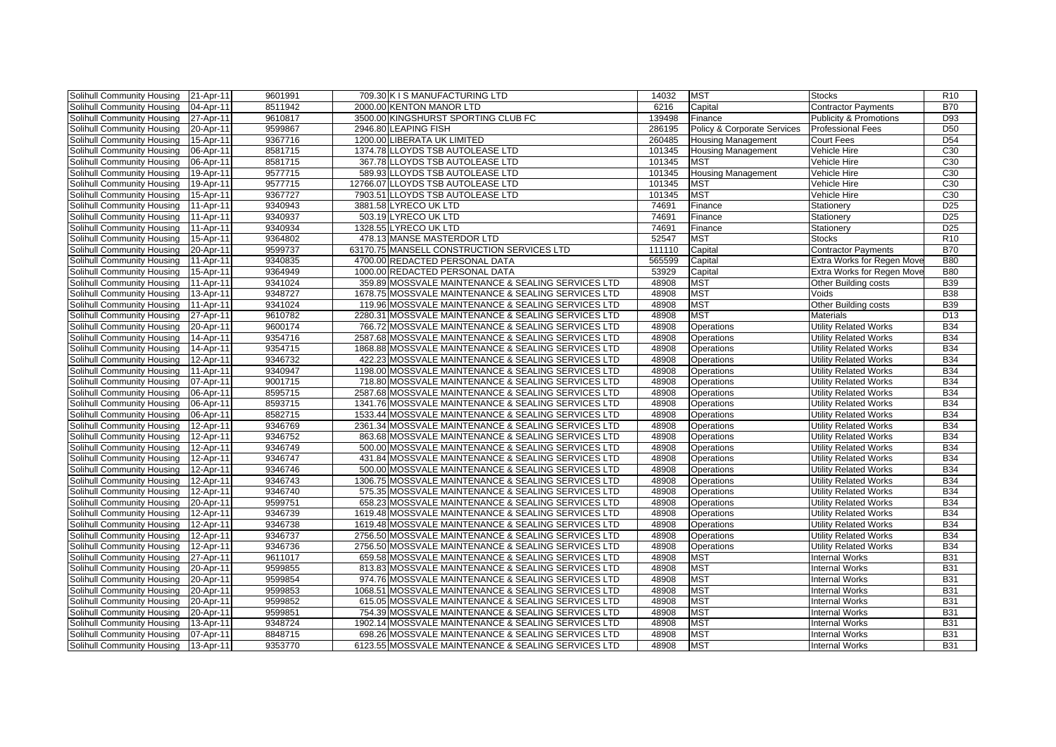| Solihull Community Housing | 21-Apr-11 | 9601991 | 709.30 | K I S MANUFACTURING LTD | 14032 | MST | Stocks | R10 |
|---|---|---|---|---|---|---|---|---|
| Solihull Community Housing | 04-Apr-11 | 8511942 | 2000.00 | KENTON MANOR LTD | 6216 | Capital | Contractor Payments | B70 |
| Solihull Community Housing | 27-Apr-11 | 9610817 | 3500.00 | KINGSHURST SPORTING CLUB FC | 139498 | Finance | Publicity & Promotions | D93 |
| Solihull Community Housing | 20-Apr-11 | 9599867 | 2946.80 | LEAPING FISH | 286195 | Policy & Corporate Services | Professional Fees | D50 |
| Solihull Community Housing | 15-Apr-11 | 9367716 | 1200.00 | LIBERATA UK LIMITED | 260485 | Housing Management | Court Fees | D54 |
| Solihull Community Housing | 06-Apr-11 | 8581715 | 1374.78 | LLOYDS TSB AUTOLEASE LTD | 101345 | Housing Management | Vehicle Hire | C30 |
| Solihull Community Housing | 06-Apr-11 | 8581715 | 367.78 | LLOYDS TSB AUTOLEASE LTD | 101345 | MST | Vehicle Hire | C30 |
| Solihull Community Housing | 19-Apr-11 | 9577715 | 589.93 | LLOYDS TSB AUTOLEASE LTD | 101345 | Housing Management | Vehicle Hire | C30 |
| Solihull Community Housing | 19-Apr-11 | 9577715 | 12766.07 | LLOYDS TSB AUTOLEASE LTD | 101345 | MST | Vehicle Hire | C30 |
| Solihull Community Housing | 15-Apr-11 | 9367727 | 7903.51 | LLOYDS TSB AUTOLEASE LTD | 101345 | MST | Vehicle Hire | C30 |
| Solihull Community Housing | 11-Apr-11 | 9340943 | 3881.58 | LYRECO UK LTD | 74691 | Finance | Stationery | D25 |
| Solihull Community Housing | 11-Apr-11 | 9340937 | 503.19 | LYRECO UK LTD | 74691 | Finance | Stationery | D25 |
| Solihull Community Housing | 11-Apr-11 | 9340934 | 1328.55 | LYRECO UK LTD | 74691 | Finance | Stationery | D25 |
| Solihull Community Housing | 15-Apr-11 | 9364802 | 478.13 | MANSE MASTERDOR LTD | 52547 | MST | Stocks | R10 |
| Solihull Community Housing | 20-Apr-11 | 9599737 | 63170.75 | MANSELL CONSTRUCTION SERVICES LTD | 111110 | Capital | Contractor Payments | B70 |
| Solihull Community Housing | 11-Apr-11 | 9340835 | 4700.00 | REDACTED PERSONAL DATA | 565599 | Capital | Extra Works for Regen Move | B80 |
| Solihull Community Housing | 15-Apr-11 | 9364949 | 1000.00 | REDACTED PERSONAL DATA | 53929 | Capital | Extra Works for Regen Move | B80 |
| Solihull Community Housing | 11-Apr-11 | 9341024 | 359.89 | MOSSVALE MAINTENANCE & SEALING SERVICES LTD | 48908 | MST | Other Building costs | B39 |
| Solihull Community Housing | 13-Apr-11 | 9348727 | 1678.75 | MOSSVALE MAINTENANCE & SEALING SERVICES LTD | 48908 | MST | Voids | B38 |
| Solihull Community Housing | 11-Apr-11 | 9341024 | 119.96 | MOSSVALE MAINTENANCE & SEALING SERVICES LTD | 48908 | MST | Other Building costs | B39 |
| Solihull Community Housing | 27-Apr-11 | 9610782 | 2280.31 | MOSSVALE MAINTENANCE & SEALING SERVICES LTD | 48908 | MST | Materials | D13 |
| Solihull Community Housing | 20-Apr-11 | 9600174 | 766.72 | MOSSVALE MAINTENANCE & SEALING SERVICES LTD | 48908 | Operations | Utility Related Works | B34 |
| Solihull Community Housing | 14-Apr-11 | 9354716 | 2587.68 | MOSSVALE MAINTENANCE & SEALING SERVICES LTD | 48908 | Operations | Utility Related Works | B34 |
| Solihull Community Housing | 14-Apr-11 | 9354715 | 1868.88 | MOSSVALE MAINTENANCE & SEALING SERVICES LTD | 48908 | Operations | Utility Related Works | B34 |
| Solihull Community Housing | 12-Apr-11 | 9346732 | 422.23 | MOSSVALE MAINTENANCE & SEALING SERVICES LTD | 48908 | Operations | Utility Related Works | B34 |
| Solihull Community Housing | 11-Apr-11 | 9340947 | 1198.00 | MOSSVALE MAINTENANCE & SEALING SERVICES LTD | 48908 | Operations | Utility Related Works | B34 |
| Solihull Community Housing | 07-Apr-11 | 9001715 | 718.80 | MOSSVALE MAINTENANCE & SEALING SERVICES LTD | 48908 | Operations | Utility Related Works | B34 |
| Solihull Community Housing | 06-Apr-11 | 8595715 | 2587.68 | MOSSVALE MAINTENANCE & SEALING SERVICES LTD | 48908 | Operations | Utility Related Works | B34 |
| Solihull Community Housing | 06-Apr-11 | 8593715 | 1341.76 | MOSSVALE MAINTENANCE & SEALING SERVICES LTD | 48908 | Operations | Utility Related Works | B34 |
| Solihull Community Housing | 06-Apr-11 | 8582715 | 1533.44 | MOSSVALE MAINTENANCE & SEALING SERVICES LTD | 48908 | Operations | Utility Related Works | B34 |
| Solihull Community Housing | 12-Apr-11 | 9346769 | 2361.34 | MOSSVALE MAINTENANCE & SEALING SERVICES LTD | 48908 | Operations | Utility Related Works | B34 |
| Solihull Community Housing | 12-Apr-11 | 9346752 | 863.68 | MOSSVALE MAINTENANCE & SEALING SERVICES LTD | 48908 | Operations | Utility Related Works | B34 |
| Solihull Community Housing | 12-Apr-11 | 9346749 | 500.00 | MOSSVALE MAINTENANCE & SEALING SERVICES LTD | 48908 | Operations | Utility Related Works | B34 |
| Solihull Community Housing | 12-Apr-11 | 9346747 | 431.84 | MOSSVALE MAINTENANCE & SEALING SERVICES LTD | 48908 | Operations | Utility Related Works | B34 |
| Solihull Community Housing | 12-Apr-11 | 9346746 | 500.00 | MOSSVALE MAINTENANCE & SEALING SERVICES LTD | 48908 | Operations | Utility Related Works | B34 |
| Solihull Community Housing | 12-Apr-11 | 9346743 | 1306.75 | MOSSVALE MAINTENANCE & SEALING SERVICES LTD | 48908 | Operations | Utility Related Works | B34 |
| Solihull Community Housing | 12-Apr-11 | 9346740 | 575.35 | MOSSVALE MAINTENANCE & SEALING SERVICES LTD | 48908 | Operations | Utility Related Works | B34 |
| Solihull Community Housing | 20-Apr-11 | 9599751 | 658.23 | MOSSVALE MAINTENANCE & SEALING SERVICES LTD | 48908 | Operations | Utility Related Works | B34 |
| Solihull Community Housing | 12-Apr-11 | 9346739 | 1619.48 | MOSSVALE MAINTENANCE & SEALING SERVICES LTD | 48908 | Operations | Utility Related Works | B34 |
| Solihull Community Housing | 12-Apr-11 | 9346738 | 1619.48 | MOSSVALE MAINTENANCE & SEALING SERVICES LTD | 48908 | Operations | Utility Related Works | B34 |
| Solihull Community Housing | 12-Apr-11 | 9346737 | 2756.50 | MOSSVALE MAINTENANCE & SEALING SERVICES LTD | 48908 | Operations | Utility Related Works | B34 |
| Solihull Community Housing | 12-Apr-11 | 9346736 | 2756.50 | MOSSVALE MAINTENANCE & SEALING SERVICES LTD | 48908 | Operations | Utility Related Works | B34 |
| Solihull Community Housing | 27-Apr-11 | 9611017 | 659.58 | MOSSVALE MAINTENANCE & SEALING SERVICES LTD | 48908 | MST | Internal Works | B31 |
| Solihull Community Housing | 20-Apr-11 | 9599855 | 813.83 | MOSSVALE MAINTENANCE & SEALING SERVICES LTD | 48908 | MST | Internal Works | B31 |
| Solihull Community Housing | 20-Apr-11 | 9599854 | 974.76 | MOSSVALE MAINTENANCE & SEALING SERVICES LTD | 48908 | MST | Internal Works | B31 |
| Solihull Community Housing | 20-Apr-11 | 9599853 | 1068.51 | MOSSVALE MAINTENANCE & SEALING SERVICES LTD | 48908 | MST | Internal Works | B31 |
| Solihull Community Housing | 20-Apr-11 | 9599852 | 615.05 | MOSSVALE MAINTENANCE & SEALING SERVICES LTD | 48908 | MST | Internal Works | B31 |
| Solihull Community Housing | 20-Apr-11 | 9599851 | 754.39 | MOSSVALE MAINTENANCE & SEALING SERVICES LTD | 48908 | MST | Internal Works | B31 |
| Solihull Community Housing | 13-Apr-11 | 9348724 | 1902.14 | MOSSVALE MAINTENANCE & SEALING SERVICES LTD | 48908 | MST | Internal Works | B31 |
| Solihull Community Housing | 07-Apr-11 | 8848715 | 698.26 | MOSSVALE MAINTENANCE & SEALING SERVICES LTD | 48908 | MST | Internal Works | B31 |
| Solihull Community Housing | 13-Apr-11 | 9353770 | 6123.55 | MOSSVALE MAINTENANCE & SEALING SERVICES LTD | 48908 | MST | Internal Works | B31 |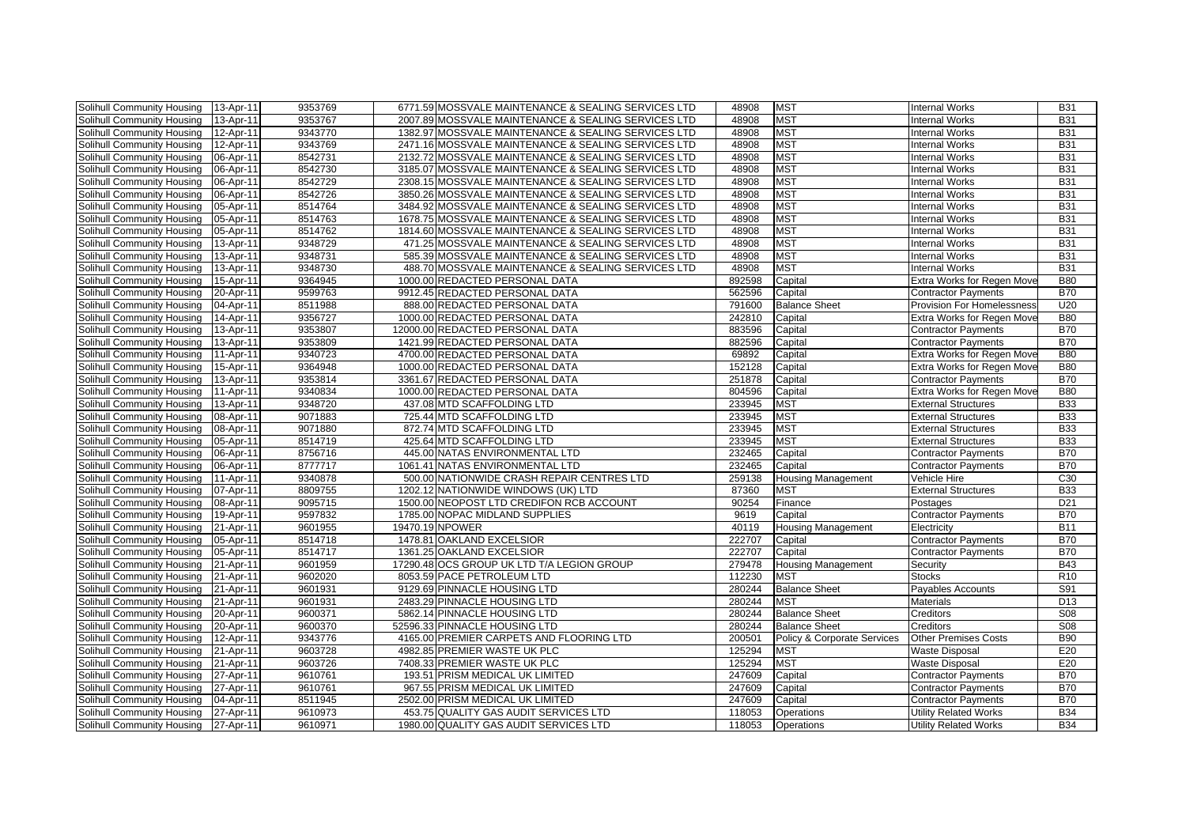| Solihull Community Housing | 13-Apr-11 | 9353769 | 6771.59 | MOSSVALE MAINTENANCE & SEALING SERVICES LTD | 48908 | MST | Internal Works | B31 |
|---|---|---|---|---|---|---|---|---|
| Solihull Community Housing | 13-Apr-11 | 9353767 | 2007.89 | MOSSVALE MAINTENANCE & SEALING SERVICES LTD | 48908 | MST | Internal Works | B31 |
| Solihull Community Housing | 12-Apr-11 | 9343770 | 1382.97 | MOSSVALE MAINTENANCE & SEALING SERVICES LTD | 48908 | MST | Internal Works | B31 |
| Solihull Community Housing | 12-Apr-11 | 9343769 | 2471.16 | MOSSVALE MAINTENANCE & SEALING SERVICES LTD | 48908 | MST | Internal Works | B31 |
| Solihull Community Housing | 06-Apr-11 | 8542731 | 2132.72 | MOSSVALE MAINTENANCE & SEALING SERVICES LTD | 48908 | MST | Internal Works | B31 |
| Solihull Community Housing | 06-Apr-11 | 8542730 | 3185.07 | MOSSVALE MAINTENANCE & SEALING SERVICES LTD | 48908 | MST | Internal Works | B31 |
| Solihull Community Housing | 06-Apr-11 | 8542729 | 2308.15 | MOSSVALE MAINTENANCE & SEALING SERVICES LTD | 48908 | MST | Internal Works | B31 |
| Solihull Community Housing | 06-Apr-11 | 8542726 | 3850.26 | MOSSVALE MAINTENANCE & SEALING SERVICES LTD | 48908 | MST | Internal Works | B31 |
| Solihull Community Housing | 05-Apr-11 | 8514764 | 3484.92 | MOSSVALE MAINTENANCE & SEALING SERVICES LTD | 48908 | MST | Internal Works | B31 |
| Solihull Community Housing | 05-Apr-11 | 8514763 | 1678.75 | MOSSVALE MAINTENANCE & SEALING SERVICES LTD | 48908 | MST | Internal Works | B31 |
| Solihull Community Housing | 05-Apr-11 | 8514762 | 1814.60 | MOSSVALE MAINTENANCE & SEALING SERVICES LTD | 48908 | MST | Internal Works | B31 |
| Solihull Community Housing | 13-Apr-11 | 9348729 | 471.25 | MOSSVALE MAINTENANCE & SEALING SERVICES LTD | 48908 | MST | Internal Works | B31 |
| Solihull Community Housing | 13-Apr-11 | 9348731 | 585.39 | MOSSVALE MAINTENANCE & SEALING SERVICES LTD | 48908 | MST | Internal Works | B31 |
| Solihull Community Housing | 13-Apr-11 | 9348730 | 488.70 | MOSSVALE MAINTENANCE & SEALING SERVICES LTD | 48908 | MST | Internal Works | B31 |
| Solihull Community Housing | 15-Apr-11 | 9364945 | 1000.00 | REDACTED PERSONAL DATA | 892598 | Capital | Extra Works for Regen Move | B80 |
| Solihull Community Housing | 20-Apr-11 | 9599763 | 9912.45 | REDACTED PERSONAL DATA | 562596 | Capital | Contractor Payments | B70 |
| Solihull Community Housing | 04-Apr-11 | 8511988 | 888.00 | REDACTED PERSONAL DATA | 791600 | Balance Sheet | Provision For Homelessness | U20 |
| Solihull Community Housing | 14-Apr-11 | 9356727 | 1000.00 | REDACTED PERSONAL DATA | 242810 | Capital | Extra Works for Regen Move | B80 |
| Solihull Community Housing | 13-Apr-11 | 9353807 | 12000.00 | REDACTED PERSONAL DATA | 883596 | Capital | Contractor Payments | B70 |
| Solihull Community Housing | 13-Apr-11 | 9353809 | 1421.99 | REDACTED PERSONAL DATA | 882596 | Capital | Contractor Payments | B70 |
| Solihull Community Housing | 11-Apr-11 | 9340723 | 4700.00 | REDACTED PERSONAL DATA | 69892 | Capital | Extra Works for Regen Move | B80 |
| Solihull Community Housing | 15-Apr-11 | 9364948 | 1000.00 | REDACTED PERSONAL DATA | 152128 | Capital | Extra Works for Regen Move | B80 |
| Solihull Community Housing | 13-Apr-11 | 9353814 | 3361.67 | REDACTED PERSONAL DATA | 251878 | Capital | Contractor Payments | B70 |
| Solihull Community Housing | 11-Apr-11 | 9340834 | 1000.00 | REDACTED PERSONAL DATA | 804596 | Capital | Extra Works for Regen Move | B80 |
| Solihull Community Housing | 13-Apr-11 | 9348720 | 437.08 | MTD SCAFFOLDING LTD | 233945 | MST | External Structures | B33 |
| Solihull Community Housing | 08-Apr-11 | 9071883 | 725.44 | MTD SCAFFOLDING LTD | 233945 | MST | External Structures | B33 |
| Solihull Community Housing | 08-Apr-11 | 9071880 | 872.74 | MTD SCAFFOLDING LTD | 233945 | MST | External Structures | B33 |
| Solihull Community Housing | 05-Apr-11 | 8514719 | 425.64 | MTD SCAFFOLDING LTD | 233945 | MST | External Structures | B33 |
| Solihull Community Housing | 06-Apr-11 | 8756716 | 445.00 | NATAS ENVIRONMENTAL LTD | 232465 | Capital | Contractor Payments | B70 |
| Solihull Community Housing | 06-Apr-11 | 8777717 | 1061.41 | NATAS ENVIRONMENTAL LTD | 232465 | Capital | Contractor Payments | B70 |
| Solihull Community Housing | 11-Apr-11 | 9340878 | 500.00 | NATIONWIDE CRASH REPAIR CENTRES LTD | 259138 | Housing Management | Vehicle Hire | C30 |
| Solihull Community Housing | 07-Apr-11 | 8809755 | 1202.12 | NATIONWIDE WINDOWS (UK) LTD | 87360 | MST | External Structures | B33 |
| Solihull Community Housing | 08-Apr-11 | 9095715 | 1500.00 | NEOPOST LTD CREDIFON RCB ACCOUNT | 90254 | Finance | Postages | D21 |
| Solihull Community Housing | 19-Apr-11 | 9597832 | 1785.00 | NOPAC MIDLAND SUPPLIES | 9619 | Capital | Contractor Payments | B70 |
| Solihull Community Housing | 21-Apr-11 | 9601955 | 19470.19 | NPOWER | 40119 | Housing Management | Electricity | B11 |
| Solihull Community Housing | 05-Apr-11 | 8514718 | 1478.81 | OAKLAND EXCELSIOR | 222707 | Capital | Contractor Payments | B70 |
| Solihull Community Housing | 05-Apr-11 | 8514717 | 1361.25 | OAKLAND EXCELSIOR | 222707 | Capital | Contractor Payments | B70 |
| Solihull Community Housing | 21-Apr-11 | 9601959 | 17290.48 | OCS GROUP UK LTD T/A LEGION GROUP | 279478 | Housing Management | Security | B43 |
| Solihull Community Housing | 21-Apr-11 | 9602020 | 8053.59 | PACE PETROLEUM LTD | 112230 | MST | Stocks | R10 |
| Solihull Community Housing | 21-Apr-11 | 9601931 | 9129.69 | PINNACLE HOUSING LTD | 280244 | Balance Sheet | Payables Accounts | S91 |
| Solihull Community Housing | 21-Apr-11 | 9601931 | 2483.29 | PINNACLE HOUSING LTD | 280244 | MST | Materials | D13 |
| Solihull Community Housing | 20-Apr-11 | 9600371 | 5862.14 | PINNACLE HOUSING LTD | 280244 | Balance Sheet | Creditors | S08 |
| Solihull Community Housing | 20-Apr-11 | 9600370 | 52596.33 | PINNACLE HOUSING LTD | 280244 | Balance Sheet | Creditors | S08 |
| Solihull Community Housing | 12-Apr-11 | 9343776 | 4165.00 | PREMIER CARPETS AND FLOORING LTD | 200501 | Policy & Corporate Services | Other Premises Costs | B90 |
| Solihull Community Housing | 21-Apr-11 | 9603728 | 4982.85 | PREMIER WASTE UK PLC | 125294 | MST | Waste Disposal | E20 |
| Solihull Community Housing | 21-Apr-11 | 9603726 | 7408.33 | PREMIER WASTE UK PLC | 125294 | MST | Waste Disposal | E20 |
| Solihull Community Housing | 27-Apr-11 | 9610761 | 193.51 | PRISM MEDICAL UK LIMITED | 247609 | Capital | Contractor Payments | B70 |
| Solihull Community Housing | 27-Apr-11 | 9610761 | 967.55 | PRISM MEDICAL UK LIMITED | 247609 | Capital | Contractor Payments | B70 |
| Solihull Community Housing | 04-Apr-11 | 8511945 | 2502.00 | PRISM MEDICAL UK LIMITED | 247609 | Capital | Contractor Payments | B70 |
| Solihull Community Housing | 27-Apr-11 | 9610973 | 453.75 | QUALITY GAS AUDIT SERVICES LTD | 118053 | Operations | Utility Related Works | B34 |
| Solihull Community Housing | 27-Apr-11 | 9610971 | 1980.00 | QUALITY GAS AUDIT SERVICES LTD | 118053 | Operations | Utility Related Works | B34 |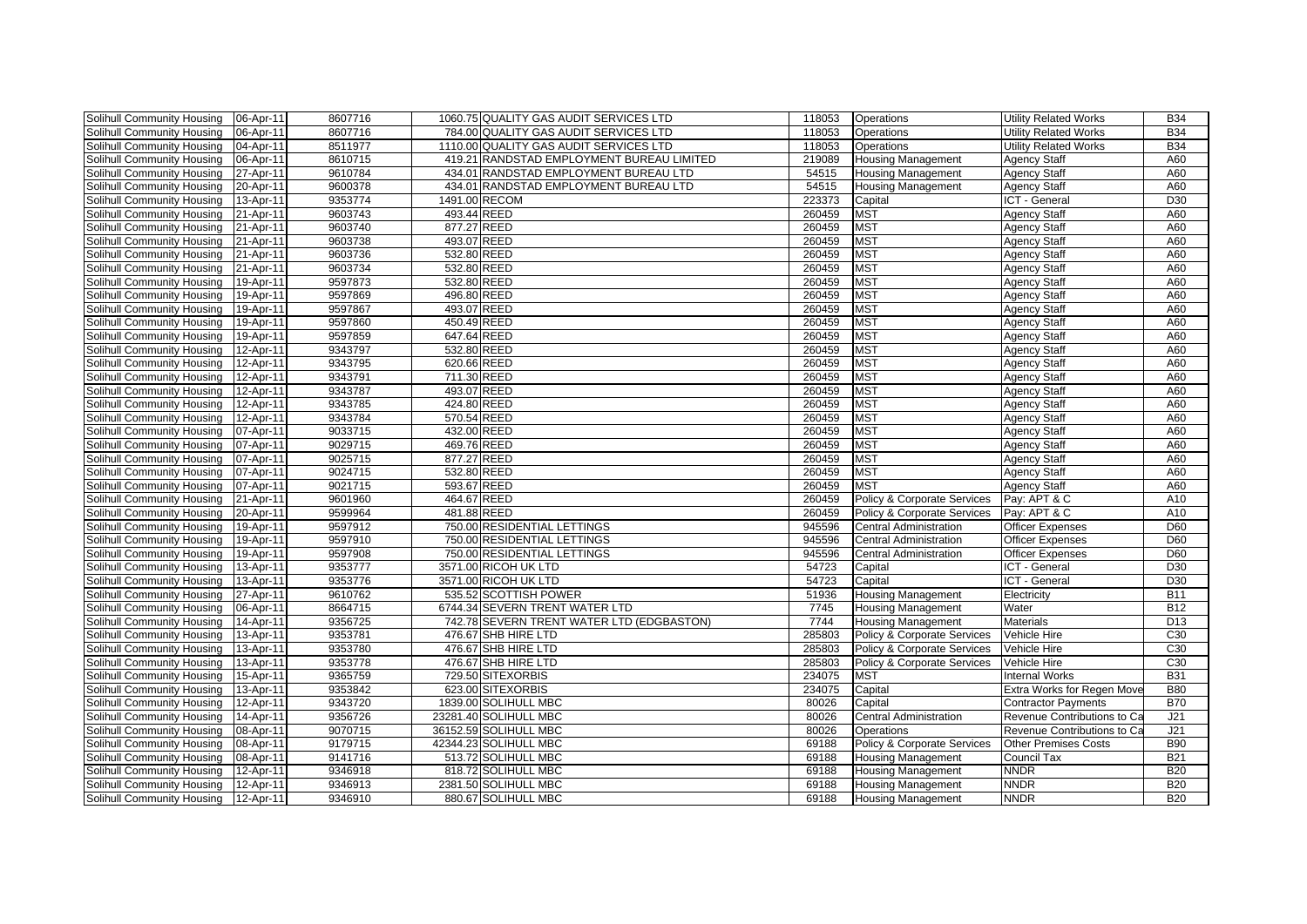| | | | | | | | | |
|---|---|---|---|---|---|---|---|---|
| Solihull Community Housing | 06-Apr-11 | 8607716 | 1060.75 | QUALITY GAS AUDIT SERVICES LTD | 118053 | Operations | Utility Related Works | B34 |
| Solihull Community Housing | 06-Apr-11 | 8607716 | 784.00 | QUALITY GAS AUDIT SERVICES LTD | 118053 | Operations | Utility Related Works | B34 |
| Solihull Community Housing | 04-Apr-11 | 8511977 | 1110.00 | QUALITY GAS AUDIT SERVICES LTD | 118053 | Operations | Utility Related Works | B34 |
| Solihull Community Housing | 06-Apr-11 | 8610715 | 419.21 | RANDSTAD EMPLOYMENT BUREAU LIMITED | 219089 | Housing Management | Agency Staff | A60 |
| Solihull Community Housing | 27-Apr-11 | 9610784 | 434.01 | RANDSTAD EMPLOYMENT BUREAU LTD | 54515 | Housing Management | Agency Staff | A60 |
| Solihull Community Housing | 20-Apr-11 | 9600378 | 434.01 | RANDSTAD EMPLOYMENT BUREAU LTD | 54515 | Housing Management | Agency Staff | A60 |
| Solihull Community Housing | 13-Apr-11 | 9353774 | 1491.00 | RECOM | 223373 | Capital | ICT - General | D30 |
| Solihull Community Housing | 21-Apr-11 | 9603743 | 493.44 | REED | 260459 | MST | Agency Staff | A60 |
| Solihull Community Housing | 21-Apr-11 | 9603740 | 877.27 | REED | 260459 | MST | Agency Staff | A60 |
| Solihull Community Housing | 21-Apr-11 | 9603738 | 493.07 | REED | 260459 | MST | Agency Staff | A60 |
| Solihull Community Housing | 21-Apr-11 | 9603736 | 532.80 | REED | 260459 | MST | Agency Staff | A60 |
| Solihull Community Housing | 21-Apr-11 | 9603734 | 532.80 | REED | 260459 | MST | Agency Staff | A60 |
| Solihull Community Housing | 19-Apr-11 | 9597873 | 532.80 | REED | 260459 | MST | Agency Staff | A60 |
| Solihull Community Housing | 19-Apr-11 | 9597869 | 496.80 | REED | 260459 | MST | Agency Staff | A60 |
| Solihull Community Housing | 19-Apr-11 | 9597867 | 493.07 | REED | 260459 | MST | Agency Staff | A60 |
| Solihull Community Housing | 19-Apr-11 | 9597860 | 450.49 | REED | 260459 | MST | Agency Staff | A60 |
| Solihull Community Housing | 19-Apr-11 | 9597859 | 647.64 | REED | 260459 | MST | Agency Staff | A60 |
| Solihull Community Housing | 12-Apr-11 | 9343797 | 532.80 | REED | 260459 | MST | Agency Staff | A60 |
| Solihull Community Housing | 12-Apr-11 | 9343795 | 620.66 | REED | 260459 | MST | Agency Staff | A60 |
| Solihull Community Housing | 12-Apr-11 | 9343791 | 711.30 | REED | 260459 | MST | Agency Staff | A60 |
| Solihull Community Housing | 12-Apr-11 | 9343787 | 493.07 | REED | 260459 | MST | Agency Staff | A60 |
| Solihull Community Housing | 12-Apr-11 | 9343785 | 424.80 | REED | 260459 | MST | Agency Staff | A60 |
| Solihull Community Housing | 12-Apr-11 | 9343784 | 570.54 | REED | 260459 | MST | Agency Staff | A60 |
| Solihull Community Housing | 07-Apr-11 | 9033715 | 432.00 | REED | 260459 | MST | Agency Staff | A60 |
| Solihull Community Housing | 07-Apr-11 | 9029715 | 469.76 | REED | 260459 | MST | Agency Staff | A60 |
| Solihull Community Housing | 07-Apr-11 | 9025715 | 877.27 | REED | 260459 | MST | Agency Staff | A60 |
| Solihull Community Housing | 07-Apr-11 | 9024715 | 532.80 | REED | 260459 | MST | Agency Staff | A60 |
| Solihull Community Housing | 07-Apr-11 | 9021715 | 593.67 | REED | 260459 | MST | Agency Staff | A60 |
| Solihull Community Housing | 21-Apr-11 | 9601960 | 464.67 | REED | 260459 | Policy & Corporate Services | Pay: APT & C | A10 |
| Solihull Community Housing | 20-Apr-11 | 9599964 | 481.88 | REED | 260459 | Policy & Corporate Services | Pay: APT & C | A10 |
| Solihull Community Housing | 19-Apr-11 | 9597912 | 750.00 | RESIDENTIAL LETTINGS | 945596 | Central Administration | Officer Expenses | D60 |
| Solihull Community Housing | 19-Apr-11 | 9597910 | 750.00 | RESIDENTIAL LETTINGS | 945596 | Central Administration | Officer Expenses | D60 |
| Solihull Community Housing | 19-Apr-11 | 9597908 | 750.00 | RESIDENTIAL LETTINGS | 945596 | Central Administration | Officer Expenses | D60 |
| Solihull Community Housing | 13-Apr-11 | 9353777 | 3571.00 | RICOH UK LTD | 54723 | Capital | ICT - General | D30 |
| Solihull Community Housing | 13-Apr-11 | 9353776 | 3571.00 | RICOH UK LTD | 54723 | Capital | ICT - General | D30 |
| Solihull Community Housing | 27-Apr-11 | 9610762 | 535.52 | SCOTTISH POWER | 51936 | Housing Management | Electricity | B11 |
| Solihull Community Housing | 06-Apr-11 | 8664715 | 6744.34 | SEVERN TRENT WATER LTD | 7745 | Housing Management | Water | B12 |
| Solihull Community Housing | 14-Apr-11 | 9356725 | 742.78 | SEVERN TRENT WATER LTD (EDGBASTON) | 7744 | Housing Management | Materials | D13 |
| Solihull Community Housing | 13-Apr-11 | 9353781 | 476.67 | SHB HIRE LTD | 285803 | Policy & Corporate Services | Vehicle Hire | C30 |
| Solihull Community Housing | 13-Apr-11 | 9353780 | 476.67 | SHB HIRE LTD | 285803 | Policy & Corporate Services | Vehicle Hire | C30 |
| Solihull Community Housing | 13-Apr-11 | 9353778 | 476.67 | SHB HIRE LTD | 285803 | Policy & Corporate Services | Vehicle Hire | C30 |
| Solihull Community Housing | 15-Apr-11 | 9365759 | 729.50 | SITEXORBIS | 234075 | MST | Internal Works | B31 |
| Solihull Community Housing | 13-Apr-11 | 9353842 | 623.00 | SITEXORBIS | 234075 | Capital | Extra Works for Regen Move | B80 |
| Solihull Community Housing | 12-Apr-11 | 9343720 | 1839.00 | SOLIHULL MBC | 80026 | Capital | Contractor Payments | B70 |
| Solihull Community Housing | 14-Apr-11 | 9356726 | 23281.40 | SOLIHULL MBC | 80026 | Central Administration | Revenue Contributions to Ca | J21 |
| Solihull Community Housing | 08-Apr-11 | 9070715 | 36152.59 | SOLIHULL MBC | 80026 | Operations | Revenue Contributions to Ca | J21 |
| Solihull Community Housing | 08-Apr-11 | 9179715 | 42344.23 | SOLIHULL MBC | 69188 | Policy & Corporate Services | Other Premises Costs | B90 |
| Solihull Community Housing | 08-Apr-11 | 9141716 | 513.72 | SOLIHULL MBC | 69188 | Housing Management | Council Tax | B21 |
| Solihull Community Housing | 12-Apr-11 | 9346918 | 818.72 | SOLIHULL MBC | 69188 | Housing Management | NNDR | B20 |
| Solihull Community Housing | 12-Apr-11 | 9346913 | 2381.50 | SOLIHULL MBC | 69188 | Housing Management | NNDR | B20 |
| Solihull Community Housing | 12-Apr-11 | 9346910 | 880.67 | SOLIHULL MBC | 69188 | Housing Management | NNDR | B20 |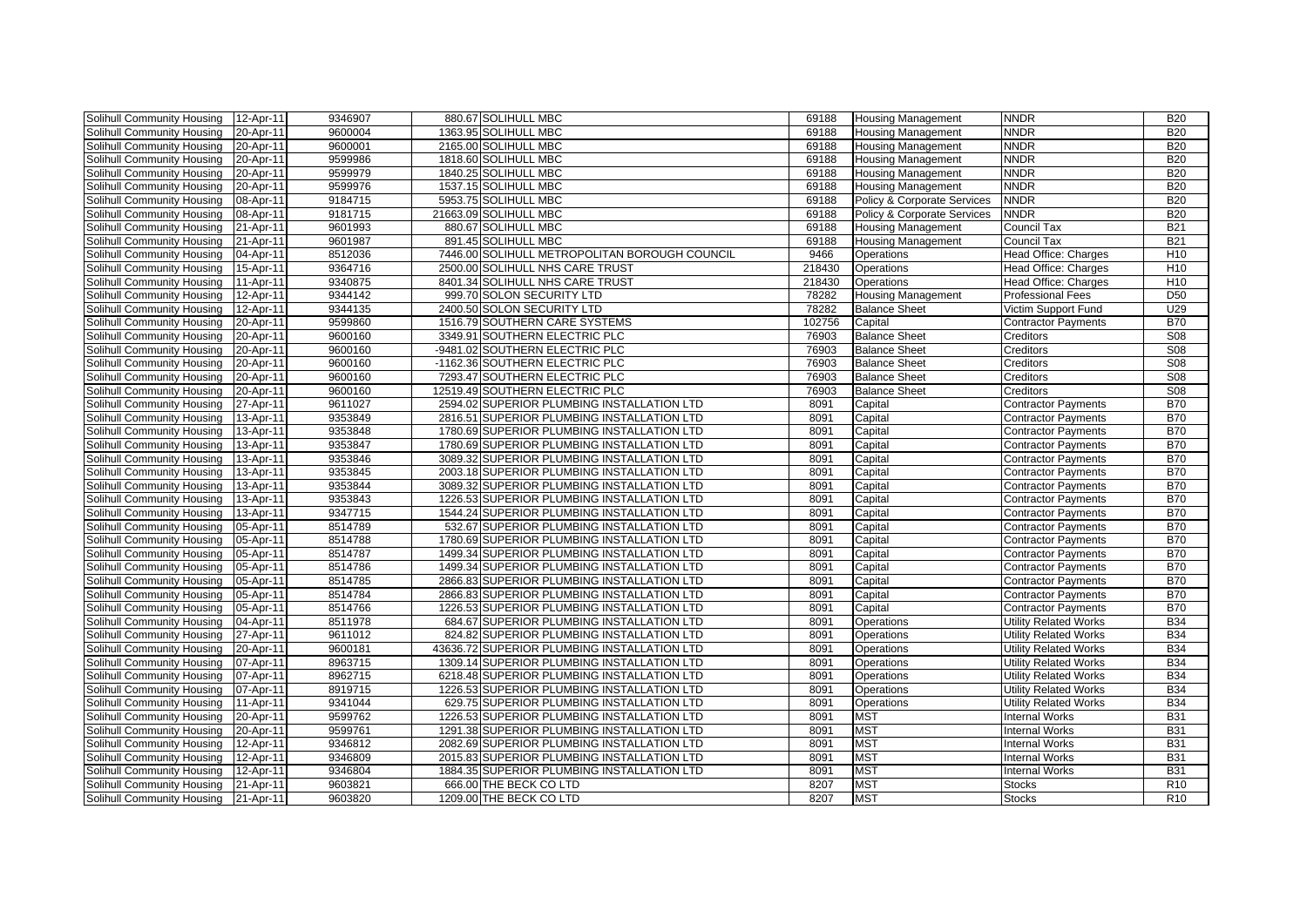| | | | | | | | |
|---|---|---|---|---|---|---|---|
| Solihull Community Housing | 12-Apr-11 | 9346907 | 880.67 SOLIHULL MBC | 69188 | Housing Management | NNDR | B20 |
| Solihull Community Housing | 20-Apr-11 | 9600004 | 1363.95 SOLIHULL MBC | 69188 | Housing Management | NNDR | B20 |
| Solihull Community Housing | 20-Apr-11 | 9600001 | 2165.00 SOLIHULL MBC | 69188 | Housing Management | NNDR | B20 |
| Solihull Community Housing | 20-Apr-11 | 9599986 | 1818.60 SOLIHULL MBC | 69188 | Housing Management | NNDR | B20 |
| Solihull Community Housing | 20-Apr-11 | 9599979 | 1840.25 SOLIHULL MBC | 69188 | Housing Management | NNDR | B20 |
| Solihull Community Housing | 20-Apr-11 | 9599976 | 1537.15 SOLIHULL MBC | 69188 | Housing Management | NNDR | B20 |
| Solihull Community Housing | 08-Apr-11 | 9184715 | 5953.75 SOLIHULL MBC | 69188 | Policy & Corporate Services | NNDR | B20 |
| Solihull Community Housing | 08-Apr-11 | 9181715 | 21663.09 SOLIHULL MBC | 69188 | Policy & Corporate Services | NNDR | B20 |
| Solihull Community Housing | 21-Apr-11 | 9601993 | 880.67 SOLIHULL MBC | 69188 | Housing Management | Council Tax | B21 |
| Solihull Community Housing | 21-Apr-11 | 9601987 | 891.45 SOLIHULL MBC | 69188 | Housing Management | Council Tax | B21 |
| Solihull Community Housing | 04-Apr-11 | 8512036 | 7446.00 SOLIHULL METROPOLITAN BOROUGH COUNCIL | 9466 | Operations | Head Office: Charges | H10 |
| Solihull Community Housing | 15-Apr-11 | 9364716 | 2500.00 SOLIHULL NHS CARE TRUST | 218430 | Operations | Head Office: Charges | H10 |
| Solihull Community Housing | 11-Apr-11 | 9340875 | 8401.34 SOLIHULL NHS CARE TRUST | 218430 | Operations | Head Office: Charges | H10 |
| Solihull Community Housing | 12-Apr-11 | 9344142 | 999.70 SOLON SECURITY LTD | 78282 | Housing Management | Professional Fees | D50 |
| Solihull Community Housing | 12-Apr-11 | 9344135 | 2400.50 SOLON SECURITY LTD | 78282 | Balance Sheet | Victim Support Fund | U29 |
| Solihull Community Housing | 20-Apr-11 | 9599860 | 1516.79 SOUTHERN CARE SYSTEMS | 102756 | Capital | Contractor Payments | B70 |
| Solihull Community Housing | 20-Apr-11 | 9600160 | 3349.91 SOUTHERN ELECTRIC PLC | 76903 | Balance Sheet | Creditors | S08 |
| Solihull Community Housing | 20-Apr-11 | 9600160 | -9481.02 SOUTHERN ELECTRIC PLC | 76903 | Balance Sheet | Creditors | S08 |
| Solihull Community Housing | 20-Apr-11 | 9600160 | -1162.36 SOUTHERN ELECTRIC PLC | 76903 | Balance Sheet | Creditors | S08 |
| Solihull Community Housing | 20-Apr-11 | 9600160 | 7293.47 SOUTHERN ELECTRIC PLC | 76903 | Balance Sheet | Creditors | S08 |
| Solihull Community Housing | 20-Apr-11 | 9600160 | 12519.49 SOUTHERN ELECTRIC PLC | 76903 | Balance Sheet | Creditors | S08 |
| Solihull Community Housing | 27-Apr-11 | 9611027 | 2594.02 SUPERIOR PLUMBING INSTALLATION LTD | 8091 | Capital | Contractor Payments | B70 |
| Solihull Community Housing | 13-Apr-11 | 9353849 | 2816.51 SUPERIOR PLUMBING INSTALLATION LTD | 8091 | Capital | Contractor Payments | B70 |
| Solihull Community Housing | 13-Apr-11 | 9353848 | 1780.69 SUPERIOR PLUMBING INSTALLATION LTD | 8091 | Capital | Contractor Payments | B70 |
| Solihull Community Housing | 13-Apr-11 | 9353847 | 1780.69 SUPERIOR PLUMBING INSTALLATION LTD | 8091 | Capital | Contractor Payments | B70 |
| Solihull Community Housing | 13-Apr-11 | 9353846 | 3089.32 SUPERIOR PLUMBING INSTALLATION LTD | 8091 | Capital | Contractor Payments | B70 |
| Solihull Community Housing | 13-Apr-11 | 9353845 | 2003.18 SUPERIOR PLUMBING INSTALLATION LTD | 8091 | Capital | Contractor Payments | B70 |
| Solihull Community Housing | 13-Apr-11 | 9353844 | 3089.32 SUPERIOR PLUMBING INSTALLATION LTD | 8091 | Capital | Contractor Payments | B70 |
| Solihull Community Housing | 13-Apr-11 | 9353843 | 1226.53 SUPERIOR PLUMBING INSTALLATION LTD | 8091 | Capital | Contractor Payments | B70 |
| Solihull Community Housing | 13-Apr-11 | 9347715 | 1544.24 SUPERIOR PLUMBING INSTALLATION LTD | 8091 | Capital | Contractor Payments | B70 |
| Solihull Community Housing | 05-Apr-11 | 8514789 | 532.67 SUPERIOR PLUMBING INSTALLATION LTD | 8091 | Capital | Contractor Payments | B70 |
| Solihull Community Housing | 05-Apr-11 | 8514788 | 1780.69 SUPERIOR PLUMBING INSTALLATION LTD | 8091 | Capital | Contractor Payments | B70 |
| Solihull Community Housing | 05-Apr-11 | 8514787 | 1499.34 SUPERIOR PLUMBING INSTALLATION LTD | 8091 | Capital | Contractor Payments | B70 |
| Solihull Community Housing | 05-Apr-11 | 8514786 | 1499.34 SUPERIOR PLUMBING INSTALLATION LTD | 8091 | Capital | Contractor Payments | B70 |
| Solihull Community Housing | 05-Apr-11 | 8514785 | 2866.83 SUPERIOR PLUMBING INSTALLATION LTD | 8091 | Capital | Contractor Payments | B70 |
| Solihull Community Housing | 05-Apr-11 | 8514784 | 2866.83 SUPERIOR PLUMBING INSTALLATION LTD | 8091 | Capital | Contractor Payments | B70 |
| Solihull Community Housing | 05-Apr-11 | 8514766 | 1226.53 SUPERIOR PLUMBING INSTALLATION LTD | 8091 | Capital | Contractor Payments | B70 |
| Solihull Community Housing | 04-Apr-11 | 8511978 | 684.67 SUPERIOR PLUMBING INSTALLATION LTD | 8091 | Operations | Utility Related Works | B34 |
| Solihull Community Housing | 27-Apr-11 | 9611012 | 824.82 SUPERIOR PLUMBING INSTALLATION LTD | 8091 | Operations | Utility Related Works | B34 |
| Solihull Community Housing | 20-Apr-11 | 9600181 | 43636.72 SUPERIOR PLUMBING INSTALLATION LTD | 8091 | Operations | Utility Related Works | B34 |
| Solihull Community Housing | 07-Apr-11 | 8963715 | 1309.14 SUPERIOR PLUMBING INSTALLATION LTD | 8091 | Operations | Utility Related Works | B34 |
| Solihull Community Housing | 07-Apr-11 | 8962715 | 6218.48 SUPERIOR PLUMBING INSTALLATION LTD | 8091 | Operations | Utility Related Works | B34 |
| Solihull Community Housing | 07-Apr-11 | 8919715 | 1226.53 SUPERIOR PLUMBING INSTALLATION LTD | 8091 | Operations | Utility Related Works | B34 |
| Solihull Community Housing | 11-Apr-11 | 9341044 | 629.75 SUPERIOR PLUMBING INSTALLATION LTD | 8091 | Operations | Utility Related Works | B34 |
| Solihull Community Housing | 20-Apr-11 | 9599762 | 1226.53 SUPERIOR PLUMBING INSTALLATION LTD | 8091 | MST | Internal Works | B31 |
| Solihull Community Housing | 20-Apr-11 | 9599761 | 1291.38 SUPERIOR PLUMBING INSTALLATION LTD | 8091 | MST | Internal Works | B31 |
| Solihull Community Housing | 12-Apr-11 | 9346812 | 2082.69 SUPERIOR PLUMBING INSTALLATION LTD | 8091 | MST | Internal Works | B31 |
| Solihull Community Housing | 12-Apr-11 | 9346809 | 2015.83 SUPERIOR PLUMBING INSTALLATION LTD | 8091 | MST | Internal Works | B31 |
| Solihull Community Housing | 12-Apr-11 | 9346804 | 1884.35 SUPERIOR PLUMBING INSTALLATION LTD | 8091 | MST | Internal Works | B31 |
| Solihull Community Housing | 21-Apr-11 | 9603821 | 666.00 THE BECK CO LTD | 8207 | MST | Stocks | R10 |
| Solihull Community Housing | 21-Apr-11 | 9603820 | 1209.00 THE BECK CO LTD | 8207 | MST | Stocks | R10 |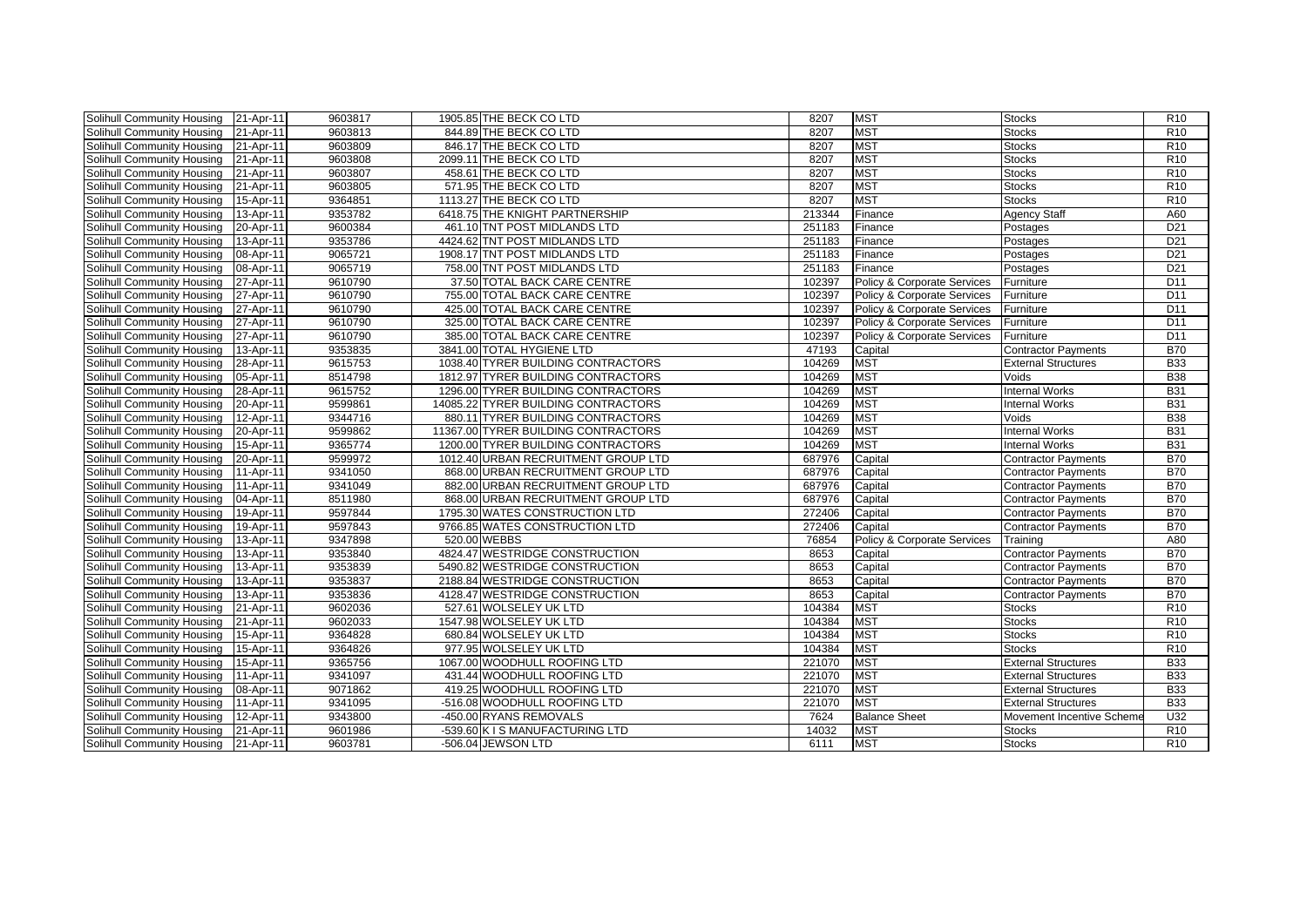| | | | | | | | | |
|---|---|---|---|---|---|---|---|---|
| Solihull Community Housing | 21-Apr-11 | 9603817 | 1905.85 | THE BECK CO LTD | 8207 | MST | Stocks | R10 |
| Solihull Community Housing | 21-Apr-11 | 9603813 | 844.89 | THE BECK CO LTD | 8207 | MST | Stocks | R10 |
| Solihull Community Housing | 21-Apr-11 | 9603809 | 846.17 | THE BECK CO LTD | 8207 | MST | Stocks | R10 |
| Solihull Community Housing | 21-Apr-11 | 9603808 | 2099.11 | THE BECK CO LTD | 8207 | MST | Stocks | R10 |
| Solihull Community Housing | 21-Apr-11 | 9603807 | 458.61 | THE BECK CO LTD | 8207 | MST | Stocks | R10 |
| Solihull Community Housing | 21-Apr-11 | 9603805 | 571.95 | THE BECK CO LTD | 8207 | MST | Stocks | R10 |
| Solihull Community Housing | 15-Apr-11 | 9364851 | 1113.27 | THE BECK CO LTD | 8207 | MST | Stocks | R10 |
| Solihull Community Housing | 13-Apr-11 | 9353782 | 6418.75 | THE KNIGHT PARTNERSHIP | 213344 | Finance | Agency Staff | A60 |
| Solihull Community Housing | 20-Apr-11 | 9600384 | 461.10 | TNT POST MIDLANDS LTD | 251183 | Finance | Postages | D21 |
| Solihull Community Housing | 13-Apr-11 | 9353786 | 4424.62 | TNT POST MIDLANDS LTD | 251183 | Finance | Postages | D21 |
| Solihull Community Housing | 08-Apr-11 | 9065721 | 1908.17 | TNT POST MIDLANDS LTD | 251183 | Finance | Postages | D21 |
| Solihull Community Housing | 08-Apr-11 | 9065719 | 758.00 | TNT POST MIDLANDS LTD | 251183 | Finance | Postages | D21 |
| Solihull Community Housing | 27-Apr-11 | 9610790 | 37.50 | TOTAL BACK CARE CENTRE | 102397 | Policy & Corporate Services | Furniture | D11 |
| Solihull Community Housing | 27-Apr-11 | 9610790 | 755.00 | TOTAL BACK CARE CENTRE | 102397 | Policy & Corporate Services | Furniture | D11 |
| Solihull Community Housing | 27-Apr-11 | 9610790 | 425.00 | TOTAL BACK CARE CENTRE | 102397 | Policy & Corporate Services | Furniture | D11 |
| Solihull Community Housing | 27-Apr-11 | 9610790 | 325.00 | TOTAL BACK CARE CENTRE | 102397 | Policy & Corporate Services | Furniture | D11 |
| Solihull Community Housing | 27-Apr-11 | 9610790 | 385.00 | TOTAL BACK CARE CENTRE | 102397 | Policy & Corporate Services | Furniture | D11 |
| Solihull Community Housing | 13-Apr-11 | 9353835 | 3841.00 | TOTAL HYGIENE LTD | 47193 | Capital | Contractor Payments | B70 |
| Solihull Community Housing | 28-Apr-11 | 9615753 | 1038.40 | TYRER BUILDING CONTRACTORS | 104269 | MST | External Structures | B33 |
| Solihull Community Housing | 05-Apr-11 | 8514798 | 1812.97 | TYRER BUILDING CONTRACTORS | 104269 | MST | Voids | B38 |
| Solihull Community Housing | 28-Apr-11 | 9615752 | 1296.00 | TYRER BUILDING CONTRACTORS | 104269 | MST | Internal Works | B31 |
| Solihull Community Housing | 20-Apr-11 | 9599861 | 14085.22 | TYRER BUILDING CONTRACTORS | 104269 | MST | Internal Works | B31 |
| Solihull Community Housing | 12-Apr-11 | 9344716 | 880.11 | TYRER BUILDING CONTRACTORS | 104269 | MST | Voids | B38 |
| Solihull Community Housing | 20-Apr-11 | 9599862 | 11367.00 | TYRER BUILDING CONTRACTORS | 104269 | MST | Internal Works | B31 |
| Solihull Community Housing | 15-Apr-11 | 9365774 | 1200.00 | TYRER BUILDING CONTRACTORS | 104269 | MST | Internal Works | B31 |
| Solihull Community Housing | 20-Apr-11 | 9599972 | 1012.40 | URBAN RECRUITMENT GROUP LTD | 687976 | Capital | Contractor Payments | B70 |
| Solihull Community Housing | 11-Apr-11 | 9341050 | 868.00 | URBAN RECRUITMENT GROUP LTD | 687976 | Capital | Contractor Payments | B70 |
| Solihull Community Housing | 11-Apr-11 | 9341049 | 882.00 | URBAN RECRUITMENT GROUP LTD | 687976 | Capital | Contractor Payments | B70 |
| Solihull Community Housing | 04-Apr-11 | 8511980 | 868.00 | URBAN RECRUITMENT GROUP LTD | 687976 | Capital | Contractor Payments | B70 |
| Solihull Community Housing | 19-Apr-11 | 9597844 | 1795.30 | WATES CONSTRUCTION LTD | 272406 | Capital | Contractor Payments | B70 |
| Solihull Community Housing | 19-Apr-11 | 9597843 | 9766.85 | WATES CONSTRUCTION LTD | 272406 | Capital | Contractor Payments | B70 |
| Solihull Community Housing | 13-Apr-11 | 9347898 | 520.00 | WEBBS | 76854 | Policy & Corporate Services | Training | A80 |
| Solihull Community Housing | 13-Apr-11 | 9353840 | 4824.47 | WESTRIDGE CONSTRUCTION | 8653 | Capital | Contractor Payments | B70 |
| Solihull Community Housing | 13-Apr-11 | 9353839 | 5490.82 | WESTRIDGE CONSTRUCTION | 8653 | Capital | Contractor Payments | B70 |
| Solihull Community Housing | 13-Apr-11 | 9353837 | 2188.84 | WESTRIDGE CONSTRUCTION | 8653 | Capital | Contractor Payments | B70 |
| Solihull Community Housing | 13-Apr-11 | 9353836 | 4128.47 | WESTRIDGE CONSTRUCTION | 8653 | Capital | Contractor Payments | B70 |
| Solihull Community Housing | 21-Apr-11 | 9602036 | 527.61 | WOLSELEY UK LTD | 104384 | MST | Stocks | R10 |
| Solihull Community Housing | 21-Apr-11 | 9602033 | 1547.98 | WOLSELEY UK LTD | 104384 | MST | Stocks | R10 |
| Solihull Community Housing | 15-Apr-11 | 9364828 | 680.84 | WOLSELEY UK LTD | 104384 | MST | Stocks | R10 |
| Solihull Community Housing | 15-Apr-11 | 9364826 | 977.95 | WOLSELEY UK LTD | 104384 | MST | Stocks | R10 |
| Solihull Community Housing | 15-Apr-11 | 9365756 | 1067.00 | WOODHULL ROOFING LTD | 221070 | MST | External Structures | B33 |
| Solihull Community Housing | 11-Apr-11 | 9341097 | 431.44 | WOODHULL ROOFING LTD | 221070 | MST | External Structures | B33 |
| Solihull Community Housing | 08-Apr-11 | 9071862 | 419.25 | WOODHULL ROOFING LTD | 221070 | MST | External Structures | B33 |
| Solihull Community Housing | 11-Apr-11 | 9341095 | -516.08 | WOODHULL ROOFING LTD | 221070 | MST | External Structures | B33 |
| Solihull Community Housing | 12-Apr-11 | 9343800 | -450.00 | RYANS REMOVALS | 7624 | Balance Sheet | Movement Incentive Scheme | U32 |
| Solihull Community Housing | 21-Apr-11 | 9601986 | -539.60 | K I S MANUFACTURING LTD | 14032 | MST | Stocks | R10 |
| Solihull Community Housing | 21-Apr-11 | 9603781 | -506.04 | JEWSON LTD | 6111 | MST | Stocks | R10 |